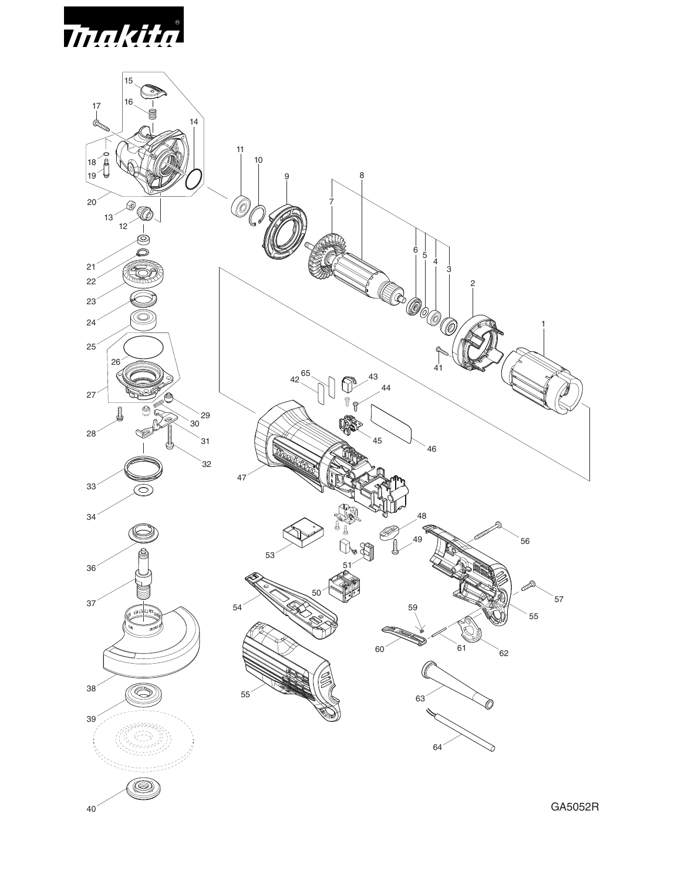makita

GA5052R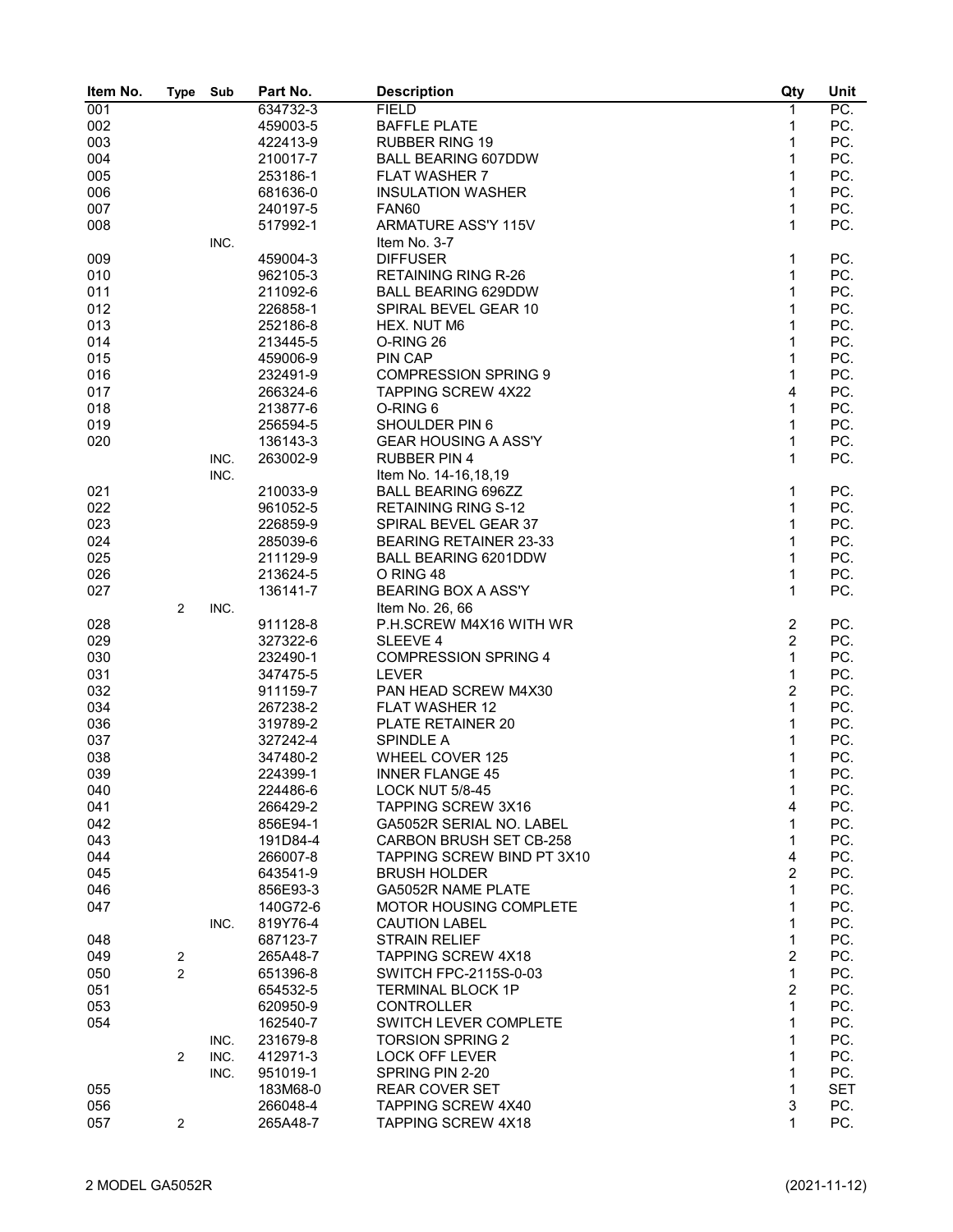| Item No. | Type | Sub | Part No. | Description | Qty | Unit |
|---|---|---|---|---|---|---|
| 001 | | | 634732-3 | FIELD | 1 | PC. |
| 002 | | | 459003-5 | BAFFLE PLATE | 1 | PC. |
| 003 | | | 422413-9 | RUBBER RING 19 | 1 | PC. |
| 004 | | | 210017-7 | BALL BEARING 607DDW | 1 | PC. |
| 005 | | | 253186-1 | FLAT WASHER 7 | 1 | PC. |
| 006 | | | 681636-0 | INSULATION WASHER | 1 | PC. |
| 007 | | | 240197-5 | FAN60 | 1 | PC. |
| 008 | | | 517992-1 | ARMATURE ASS'Y 115V | 1 | PC. |
| | | INC. | | Item No. 3-7 | | |
| 009 | | | 459004-3 | DIFFUSER | 1 | PC. |
| 010 | | | 962105-3 | RETAINING RING R-26 | 1 | PC. |
| 011 | | | 211092-6 | BALL BEARING 629DDW | 1 | PC. |
| 012 | | | 226858-1 | SPIRAL BEVEL GEAR 10 | 1 | PC. |
| 013 | | | 252186-8 | HEX. NUT M6 | 1 | PC. |
| 014 | | | 213445-5 | O-RING 26 | 1 | PC. |
| 015 | | | 459006-9 | PIN CAP | 1 | PC. |
| 016 | | | 232491-9 | COMPRESSION SPRING 9 | 1 | PC. |
| 017 | | | 266324-6 | TAPPING SCREW 4X22 | 4 | PC. |
| 018 | | | 213877-6 | O-RING 6 | 1 | PC. |
| 019 | | | 256594-5 | SHOULDER PIN 6 | 1 | PC. |
| 020 | | | 136143-3 | GEAR HOUSING A ASS'Y | 1 | PC. |
| | | INC. | 263002-9 | RUBBER PIN 4 | 1 | PC. |
| | | INC. | | Item No. 14-16,18,19 | | |
| 021 | | | 210033-9 | BALL BEARING 696ZZ | 1 | PC. |
| 022 | | | 961052-5 | RETAINING RING S-12 | 1 | PC. |
| 023 | | | 226859-9 | SPIRAL BEVEL GEAR 37 | 1 | PC. |
| 024 | | | 285039-6 | BEARING RETAINER 23-33 | 1 | PC. |
| 025 | | | 211129-9 | BALL BEARING 6201DDW | 1 | PC. |
| 026 | | | 213624-5 | O RING 48 | 1 | PC. |
| 027 | | | 136141-7 | BEARING BOX A ASS'Y | 1 | PC. |
| | 2 | INC. | | Item No. 26, 66 | | |
| 028 | | | 911128-8 | P.H.SCREW M4X16 WITH WR | 2 | PC. |
| 029 | | | 327322-6 | SLEEVE 4 | 2 | PC. |
| 030 | | | 232490-1 | COMPRESSION SPRING 4 | 1 | PC. |
| 031 | | | 347475-5 | LEVER | 1 | PC. |
| 032 | | | 911159-7 | PAN HEAD SCREW M4X30 | 2 | PC. |
| 034 | | | 267238-2 | FLAT WASHER 12 | 1 | PC. |
| 036 | | | 319789-2 | PLATE RETAINER 20 | 1 | PC. |
| 037 | | | 327242-4 | SPINDLE A | 1 | PC. |
| 038 | | | 347480-2 | WHEEL COVER 125 | 1 | PC. |
| 039 | | | 224399-1 | INNER FLANGE 45 | 1 | PC. |
| 040 | | | 224486-6 | LOCK NUT 5/8-45 | 1 | PC. |
| 041 | | | 266429-2 | TAPPING SCREW 3X16 | 4 | PC. |
| 042 | | | 856E94-1 | GA5052R SERIAL NO. LABEL | 1 | PC. |
| 043 | | | 191D84-4 | CARBON BRUSH SET CB-258 | 1 | PC. |
| 044 | | | 266007-8 | TAPPING SCREW BIND PT 3X10 | 4 | PC. |
| 045 | | | 643541-9 | BRUSH HOLDER | 2 | PC. |
| 046 | | | 856E93-3 | GA5052R NAME PLATE | 1 | PC. |
| 047 | | | 140G72-6 | MOTOR HOUSING COMPLETE | 1 | PC. |
| | | INC. | 819Y76-4 | CAUTION LABEL | 1 | PC. |
| 048 | | | 687123-7 | STRAIN RELIEF | 1 | PC. |
| 049 | 2 | | 265A48-7 | TAPPING SCREW 4X18 | 2 | PC. |
| 050 | 2 | | 651396-8 | SWITCH FPC-2115S-0-03 | 1 | PC. |
| 051 | | | 654532-5 | TERMINAL BLOCK 1P | 2 | PC. |
| 053 | | | 620950-9 | CONTROLLER | 1 | PC. |
| 054 | | | 162540-7 | SWITCH LEVER COMPLETE | 1 | PC. |
| | | INC. | 231679-8 | TORSION SPRING 2 | 1 | PC. |
| | 2 | INC. | 412971-3 | LOCK OFF LEVER | 1 | PC. |
| | | INC. | 951019-1 | SPRING PIN 2-20 | 1 | PC. |
| 055 | | | 183M68-0 | REAR COVER SET | 1 | SET |
| 056 | | | 266048-4 | TAPPING SCREW 4X40 | 3 | PC. |
| 057 | 2 | | 265A48-7 | TAPPING SCREW 4X18 | 1 | PC. |

MODEL GA5052R (2021-11-12)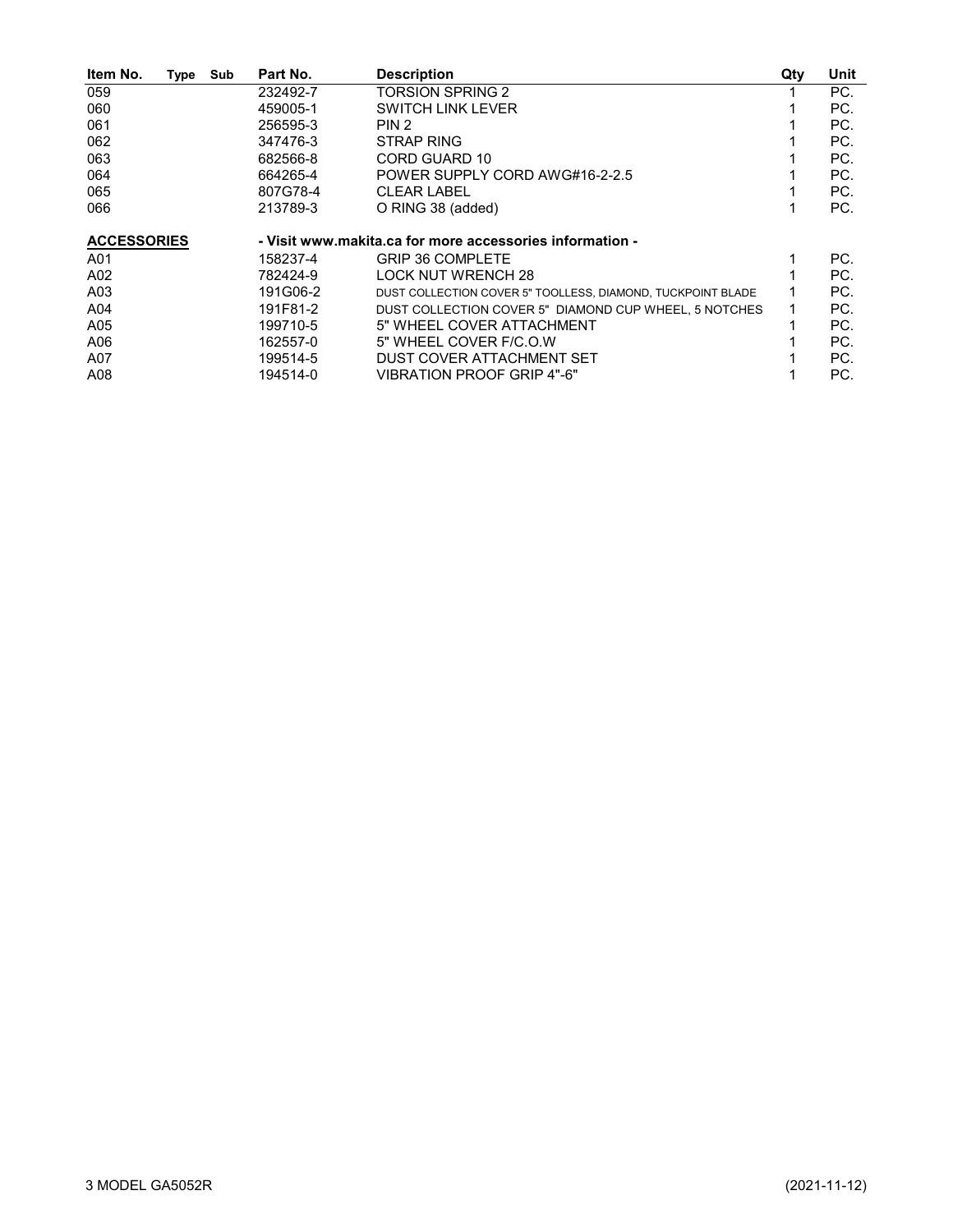| Item No. | Type | Sub | Part No. | Description | Qty | Unit |
|---|---|---|---|---|---|---|
| 059 | | | 232492-7 | TORSION SPRING 2 | 1 | PC. |
| 060 | | | 459005-1 | SWITCH LINK LEVER | 1 | PC. |
| 061 | | | 256595-3 | PIN 2 | 1 | PC. |
| 062 | | | 347476-3 | STRAP RING | 1 | PC. |
| 063 | | | 682566-8 | CORD GUARD 10 | 1 | PC. |
| 064 | | | 664265-4 | POWER SUPPLY CORD AWG#16-2-2.5 | 1 | PC. |
| 065 | | | 807G78-4 | CLEAR LABEL | 1 | PC. |
| 066 | | | 213789-3 | O RING 38 (added) | 1 | PC. |
| **ACCESSORIES** | | | | **- Visit www.makita.ca for more accessories information -** | | |
| A01 | | | 158237-4 | GRIP 36 COMPLETE | 1 | PC. |
| A02 | | | 782424-9 | LOCK NUT WRENCH 28 | 1 | PC. |
| A03 | | | 191G06-2 | DUST COLLECTION COVER 5" TOOLLESS, DIAMOND, TUCKPOINT BLADE | 1 | PC. |
| A04 | | | 191F81-2 | DUST COLLECTION COVER 5" DIAMOND CUP WHEEL, 5 NOTCHES | 1 | PC. |
| A05 | | | 199710-5 | 5" WHEEL COVER ATTACHMENT | 1 | PC. |
| A06 | | | 162557-0 | 5" WHEEL COVER F/C.O.W | 1 | PC. |
| A07 | | | 199514-5 | DUST COVER ATTACHMENT SET | 1 | PC. |
| A08 | | | 194514-0 | VIBRATION PROOF GRIP 4"-6" | 1 | PC. |

3 MODEL GA5052R (2021-11-12)